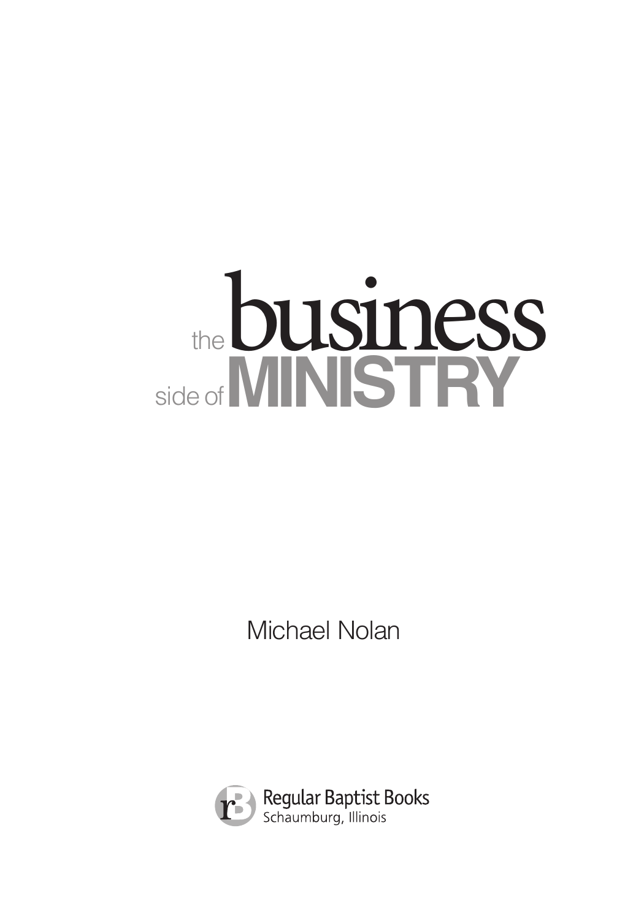# the business side of MINISTRY

Michael Nolan

Regular Baptist Books
Schaumburg, Illinois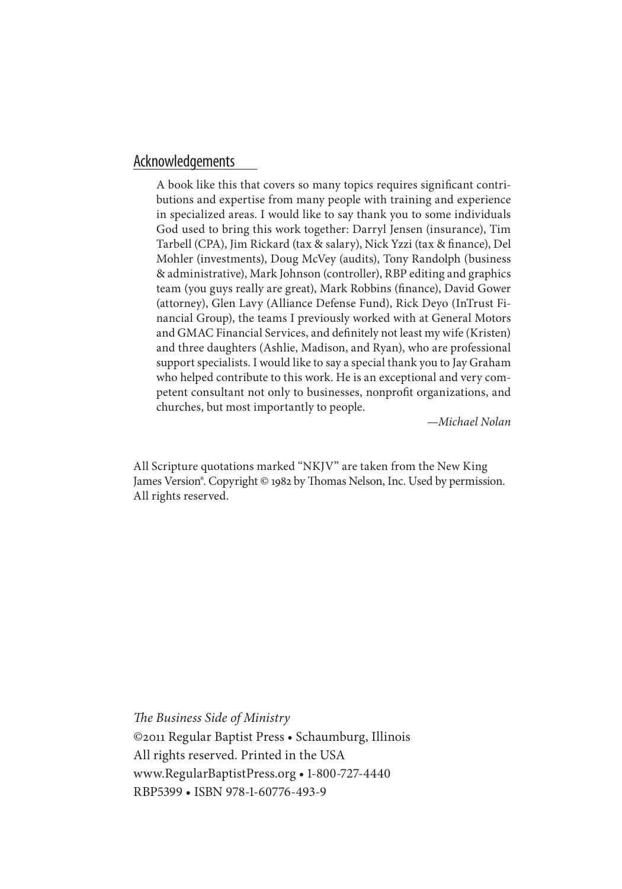## Acknowledgements

A book like this that covers so many topics requires significant contributions and expertise from many people with training and experience in specialized areas. I would like to say thank you to some individuals God used to bring this work together: Darryl Jensen (insurance), Tim Tarbell (CPA), Jim Rickard (tax & salary), Nick Yzzi (tax & finance), Del Mohler (investments), Doug McVey (audits), Tony Randolph (business & administrative), Mark Johnson (controller), RBP editing and graphics team (you guys really are great), Mark Robbins (finance), David Gower (attorney), Glen Lavy (Alliance Defense Fund), Rick Deyo (InTrust Financial Group), the teams I previously worked with at General Motors and GMAC Financial Services, and definitely not least my wife (Kristen) and three daughters (Ashlie, Madison, and Ryan), who are professional support specialists. I would like to say a special thank you to Jay Graham who helped contribute to this work. He is an exceptional and very competent consultant not only to businesses, nonprofit organizations, and churches, but most importantly to people.

*—Michael Nolan*

All Scripture quotations marked "NKJV" are taken from the New King James Version®. Copyright © 1982 by Thomas Nelson, Inc. Used by permission. All rights reserved.

*The Business Side of Ministry*
©2011 Regular Baptist Press • Schaumburg, Illinois
All rights reserved. Printed in the USA
www.RegularBaptistPress.org • 1-800-727-4440
RBP5399 • ISBN 978-1-60776-493-9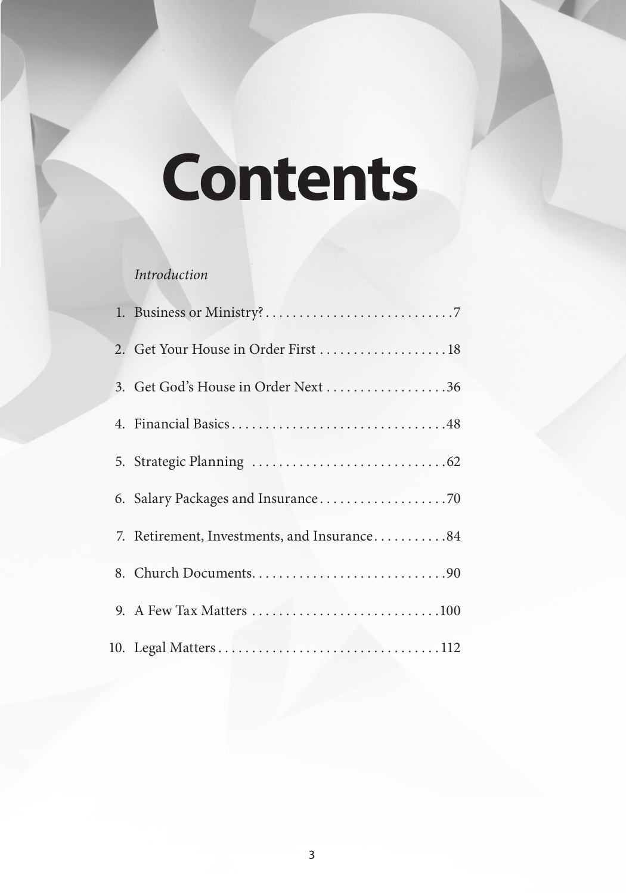# Contents

*Introduction*

1. Business or Ministry? . . . . . . . . . . . . . . . . . . . . . . . . . . . . .7
2. Get Your House in Order First . . . . . . . . . . . . . . . . . . . 18
3. Get God's House in Order Next . . . . . . . . . . . . . . . . . .36
4. Financial Basics . . . . . . . . . . . . . . . . . . . . . . . . . . . . . . . .48
5. Strategic Planning . . . . . . . . . . . . . . . . . . . . . . . . . . . . .62
6. Salary Packages and Insurance . . . . . . . . . . . . . . . . . . .70
7. Retirement, Investments, and Insurance . . . . . . . . . . .84
8. Church Documents. . . . . . . . . . . . . . . . . . . . . . . . . . . . .90
9. A Few Tax Matters . . . . . . . . . . . . . . . . . . . . . . . . . . . .100
10. Legal Matters . . . . . . . . . . . . . . . . . . . . . . . . . . . . . . . . .112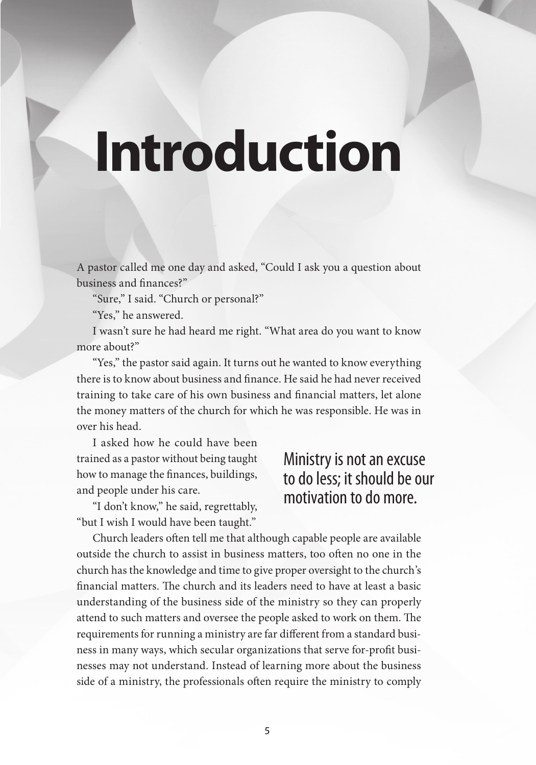# Introduction

A pastor called me one day and asked, "Could I ask you a question about business and finances?"

"Sure," I said. "Church or personal?"

"Yes," he answered.

I wasn't sure he had heard me right. "What area do you want to know more about?"

"Yes," the pastor said again. It turns out he wanted to know everything there is to know about business and finance. He said he had never received training to take care of his own business and financial matters, let alone the money matters of the church for which he was responsible. He was in over his head.

I asked how he could have been trained as a pastor without being taught how to manage the finances, buildings, and people under his care.

"I don't know," he said, regrettably, "but I wish I would have been taught."

> Ministry is not an excuse to do less; it should be our motivation to do more.

Church leaders often tell me that although capable people are available outside the church to assist in business matters, too often no one in the church has the knowledge and time to give proper oversight to the church's financial matters. The church and its leaders need to have at least a basic understanding of the business side of the ministry so they can properly attend to such matters and oversee the people asked to work on them. The requirements for running a ministry are far different from a standard business in many ways, which secular organizations that serve for-profit businesses may not understand. Instead of learning more about the business side of a ministry, the professionals often require the ministry to comply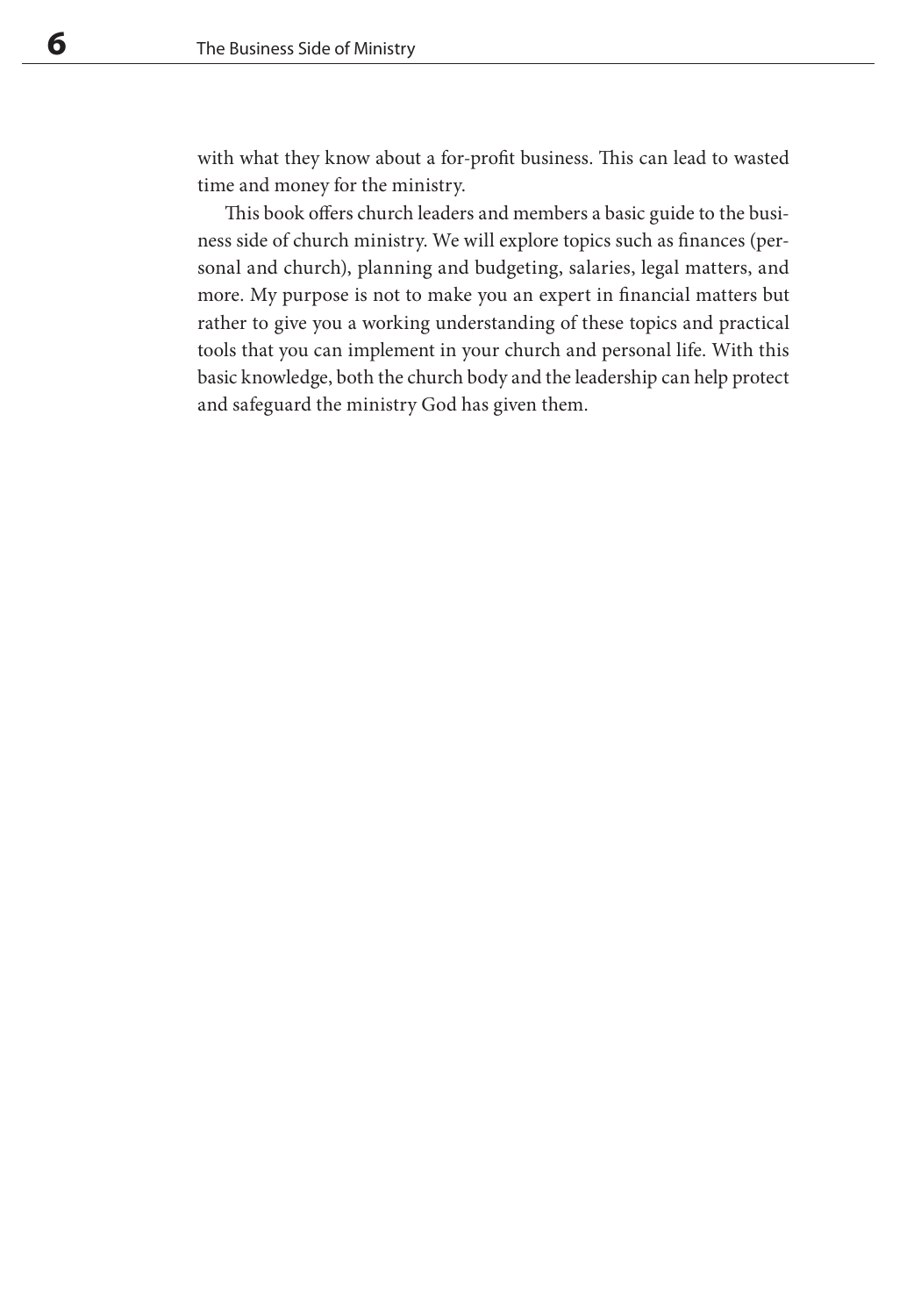with what they know about a for-profit business. This can lead to wasted time and money for the ministry.

This book offers church leaders and members a basic guide to the business side of church ministry. We will explore topics such as finances (personal and church), planning and budgeting, salaries, legal matters, and more. My purpose is not to make you an expert in financial matters but rather to give you a working understanding of these topics and practical tools that you can implement in your church and personal life. With this basic knowledge, both the church body and the leadership can help protect and safeguard the ministry God has given them.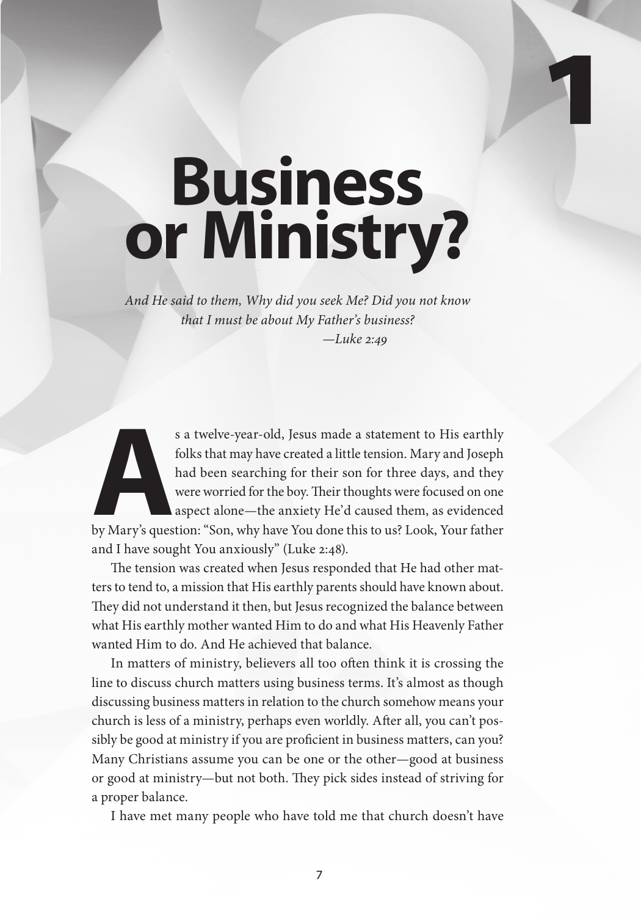# 1

# Business or Ministry?

*And He said to them, Why did you seek Me? Did you not know that I must be about My Father's business?*
*—Luke 2:49*

As a twelve-year-old, Jesus made a statement to His earthly folks that may have created a little tension. Mary and Joseph had been searching for their son for three days, and they were worried for the boy. Their thoughts were focused on one aspect alone—the anxiety He'd caused them, as evidenced by Mary's question: "Son, why have You done this to us? Look, Your father and I have sought You anxiously" (Luke 2:48).

The tension was created when Jesus responded that He had other matters to tend to, a mission that His earthly parents should have known about. They did not understand it then, but Jesus recognized the balance between what His earthly mother wanted Him to do and what His Heavenly Father wanted Him to do. And He achieved that balance.

In matters of ministry, believers all too often think it is crossing the line to discuss church matters using business terms. It's almost as though discussing business matters in relation to the church somehow means your church is less of a ministry, perhaps even worldly. After all, you can't possibly be good at ministry if you are proficient in business matters, can you? Many Christians assume you can be one or the other—good at business or good at ministry—but not both. They pick sides instead of striving for a proper balance.

I have met many people who have told me that church doesn't have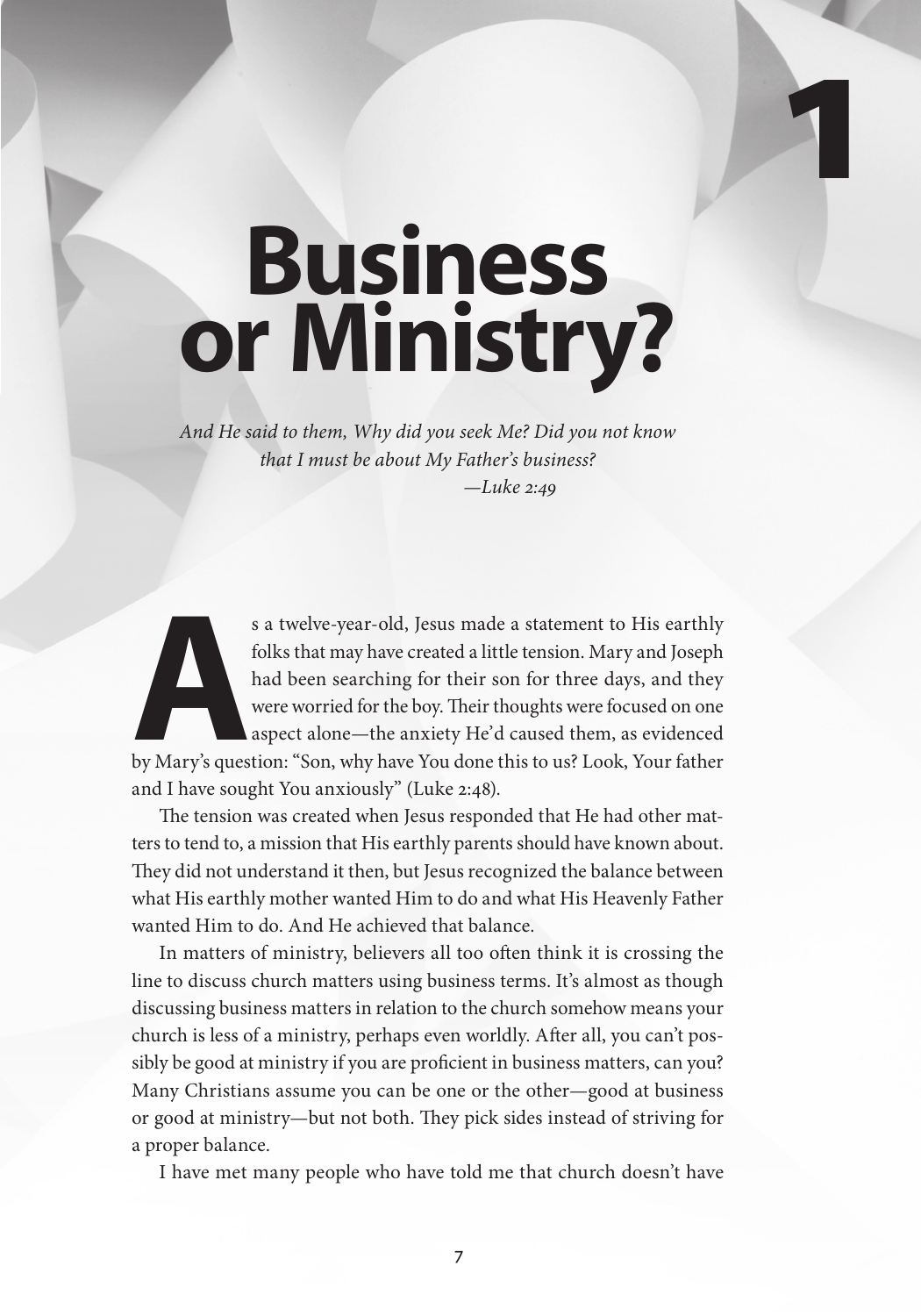1

# Business or Ministry?

*And He said to them, Why did you seek Me? Did you not know that I must be about My Father's business?*
*—Luke 2:49*

As a twelve-year-old, Jesus made a statement to His earthly folks that may have created a little tension. Mary and Joseph had been searching for their son for three days, and they were worried for the boy. Their thoughts were focused on one aspect alone—the anxiety He'd caused them, as evidenced by Mary's question: "Son, why have You done this to us? Look, Your father and I have sought You anxiously" (Luke 2:48).

The tension was created when Jesus responded that He had other matters to tend to, a mission that His earthly parents should have known about. They did not understand it then, but Jesus recognized the balance between what His earthly mother wanted Him to do and what His Heavenly Father wanted Him to do. And He achieved that balance.

In matters of ministry, believers all too often think it is crossing the line to discuss church matters using business terms. It's almost as though discussing business matters in relation to the church somehow means your church is less of a ministry, perhaps even worldly. After all, you can't possibly be good at ministry if you are proficient in business matters, can you? Many Christians assume you can be one or the other—good at business or good at ministry—but not both. They pick sides instead of striving for a proper balance.

I have met many people who have told me that church doesn't have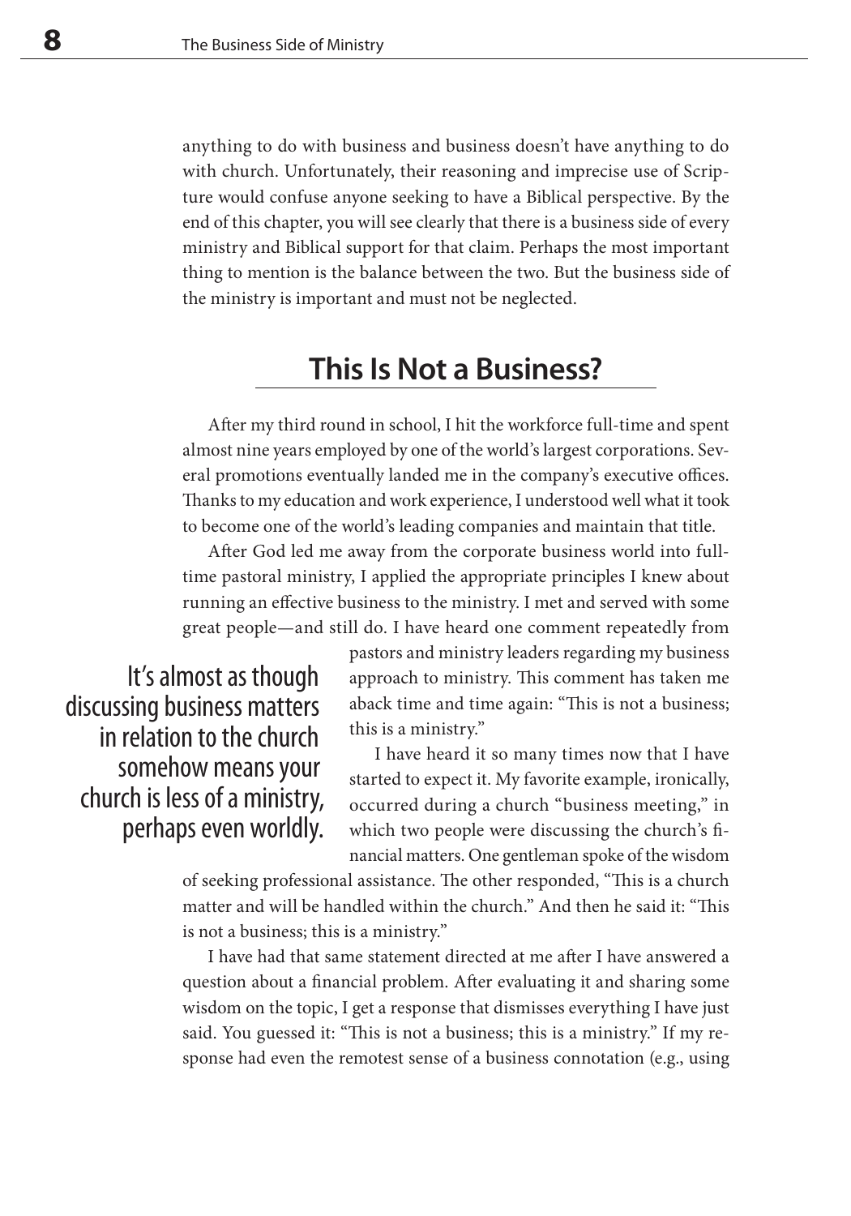anything to do with business and business doesn't have anything to do with church. Unfortunately, their reasoning and imprecise use of Scripture would confuse anyone seeking to have a Biblical perspective. By the end of this chapter, you will see clearly that there is a business side of every ministry and Biblical support for that claim. Perhaps the most important thing to mention is the balance between the two. But the business side of the ministry is important and must not be neglected.

## This Is Not a Business?

After my third round in school, I hit the workforce full-time and spent almost nine years employed by one of the world's largest corporations. Several promotions eventually landed me in the company's executive offices. Thanks to my education and work experience, I understood well what it took to become one of the world's leading companies and maintain that title.

After God led me away from the corporate business world into full-time pastoral ministry, I applied the appropriate principles I knew about running an effective business to the ministry. I met and served with some great people—and still do. I have heard one comment repeatedly from pastors and ministry leaders regarding my business approach to ministry. This comment has taken me aback time and time again: "This is not a business; this is a ministry."

> It's almost as though discussing business matters in relation to the church somehow means your church is less of a ministry, perhaps even worldly.

I have heard it so many times now that I have started to expect it. My favorite example, ironically, occurred during a church "business meeting," in which two people were discussing the church's financial matters. One gentleman spoke of the wisdom of seeking professional assistance. The other responded, "This is a church matter and will be handled within the church." And then he said it: "This is not a business; this is a ministry."

I have had that same statement directed at me after I have answered a question about a financial problem. After evaluating it and sharing some wisdom on the topic, I get a response that dismisses everything I have just said. You guessed it: "This is not a business; this is a ministry." If my response had even the remotest sense of a business connotation (e.g., using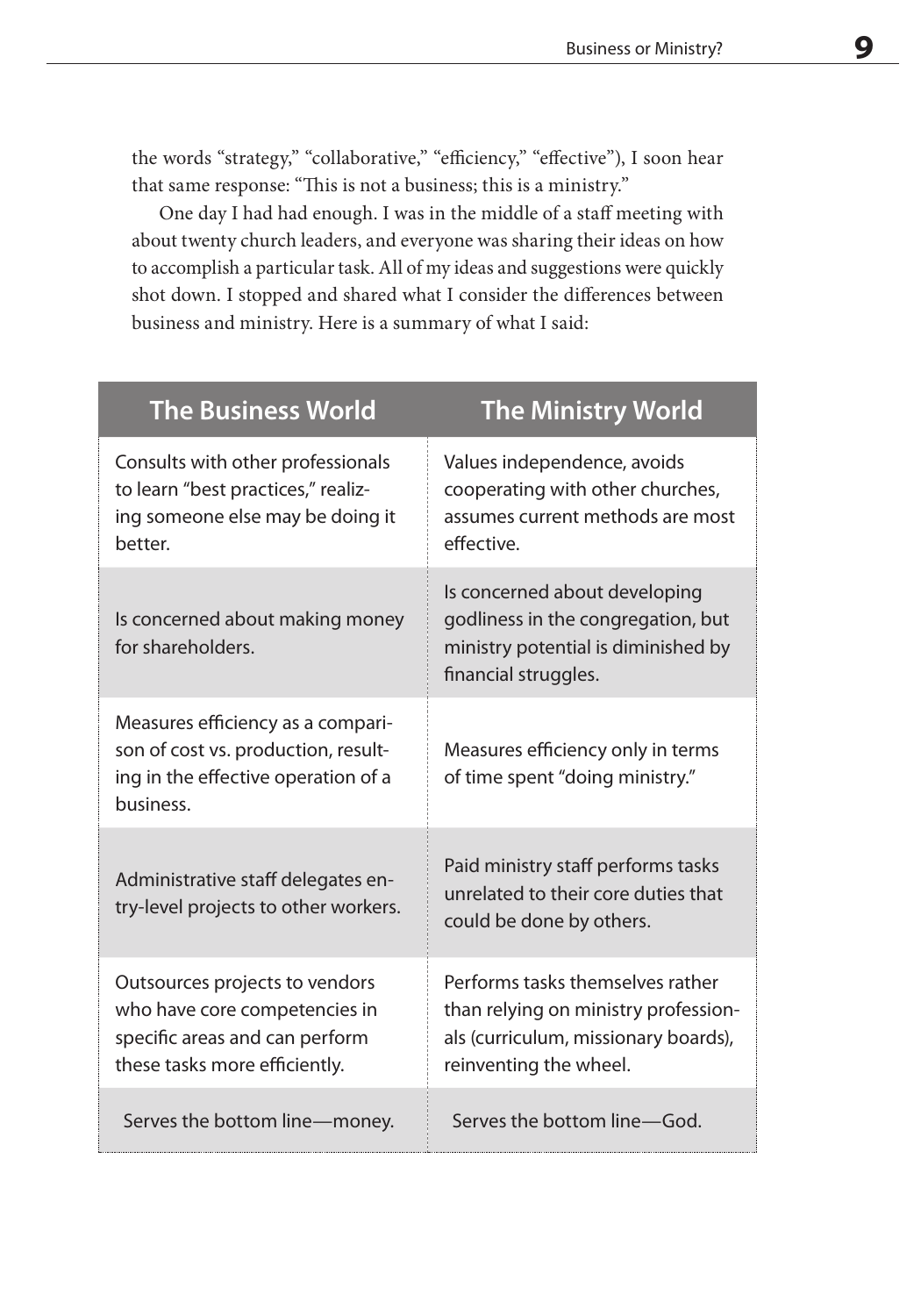the words "strategy," "collaborative," "efficiency," "effective"), I soon hear that same response: "This is not a business; this is a ministry."

One day I had had enough. I was in the middle of a staff meeting with about twenty church leaders, and everyone was sharing their ideas on how to accomplish a particular task. All of my ideas and suggestions were quickly shot down. I stopped and shared what I consider the differences between business and ministry. Here is a summary of what I said:

| The Business World | The Ministry World |
| --- | --- |
| Consults with other professionals to learn "best practices," realizing someone else may be doing it better. | Values independence, avoids cooperating with other churches, assumes current methods are most effective. |
| Is concerned about making money for shareholders. | Is concerned about developing godliness in the congregation, but ministry potential is diminished by financial struggles. |
| Measures efficiency as a comparison of cost vs. production, resulting in the effective operation of a business. | Measures efficiency only in terms of time spent "doing ministry." |
| Administrative staff delegates entry-level projects to other workers. | Paid ministry staff performs tasks unrelated to their core duties that could be done by others. |
| Outsources projects to vendors who have core competencies in specific areas and can perform these tasks more efficiently. | Performs tasks themselves rather than relying on ministry professionals (curriculum, missionary boards), reinventing the wheel. |
| Serves the bottom line—money. | Serves the bottom line—God. |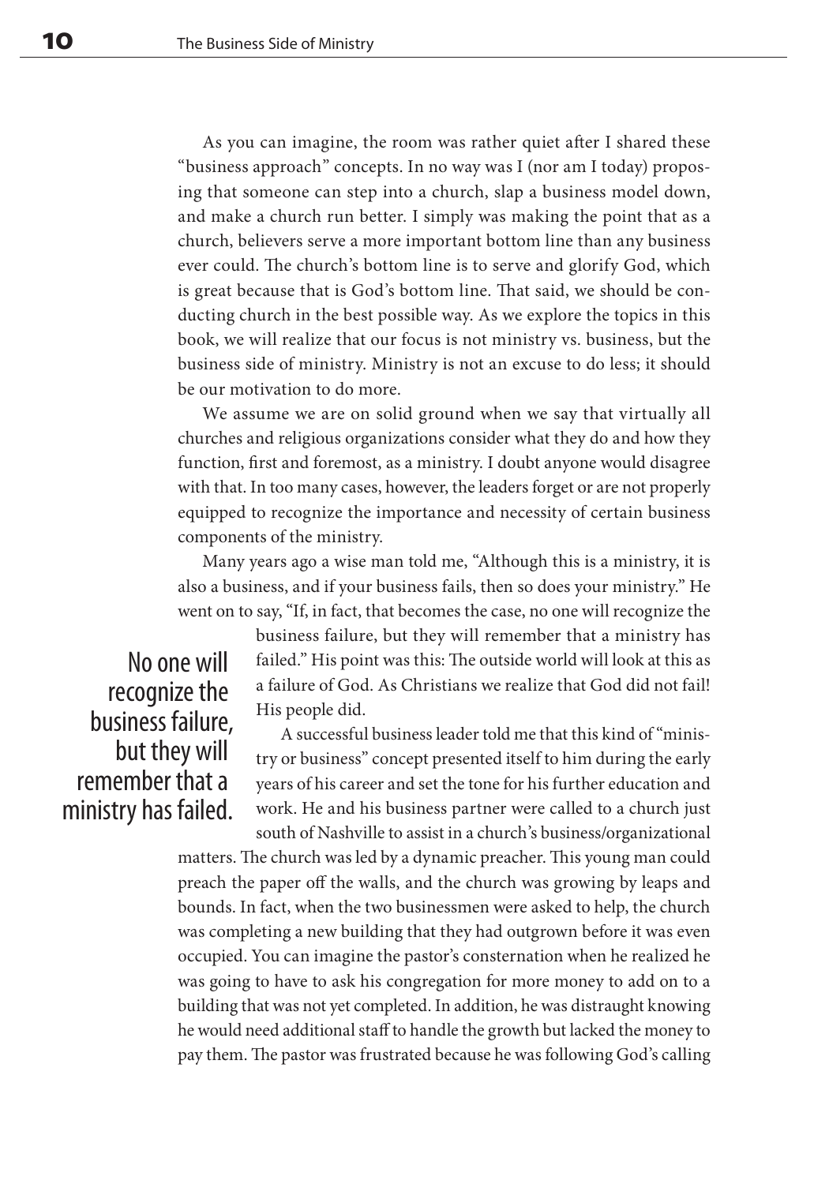As you can imagine, the room was rather quiet after I shared these "business approach" concepts. In no way was I (nor am I today) proposing that someone can step into a church, slap a business model down, and make a church run better. I simply was making the point that as a church, believers serve a more important bottom line than any business ever could. The church's bottom line is to serve and glorify God, which is great because that is God's bottom line. That said, we should be conducting church in the best possible way. As we explore the topics in this book, we will realize that our focus is not ministry vs. business, but the business side of ministry. Ministry is not an excuse to do less; it should be our motivation to do more.

We assume we are on solid ground when we say that virtually all churches and religious organizations consider what they do and how they function, first and foremost, as a ministry. I doubt anyone would disagree with that. In too many cases, however, the leaders forget or are not properly equipped to recognize the importance and necessity of certain business components of the ministry.

Many years ago a wise man told me, "Although this is a ministry, it is also a business, and if your business fails, then so does your ministry." He went on to say, "If, in fact, that becomes the case, no one will recognize the business failure, but they will remember that a ministry has failed." His point was this: The outside world will look at this as a failure of God. As Christians we realize that God did not fail! His people did.

> No one will recognize the business failure, but they will remember that a ministry has failed.

A successful business leader told me that this kind of "ministry or business" concept presented itself to him during the early years of his career and set the tone for his further education and work. He and his business partner were called to a church just south of Nashville to assist in a church's business/organizational matters. The church was led by a dynamic preacher. This young man could preach the paper off the walls, and the church was growing by leaps and bounds. In fact, when the two businessmen were asked to help, the church was completing a new building that they had outgrown before it was even occupied. You can imagine the pastor's consternation when he realized he was going to have to ask his congregation for more money to add on to a building that was not yet completed. In addition, he was distraught knowing he would need additional staff to handle the growth but lacked the money to pay them. The pastor was frustrated because he was following God's calling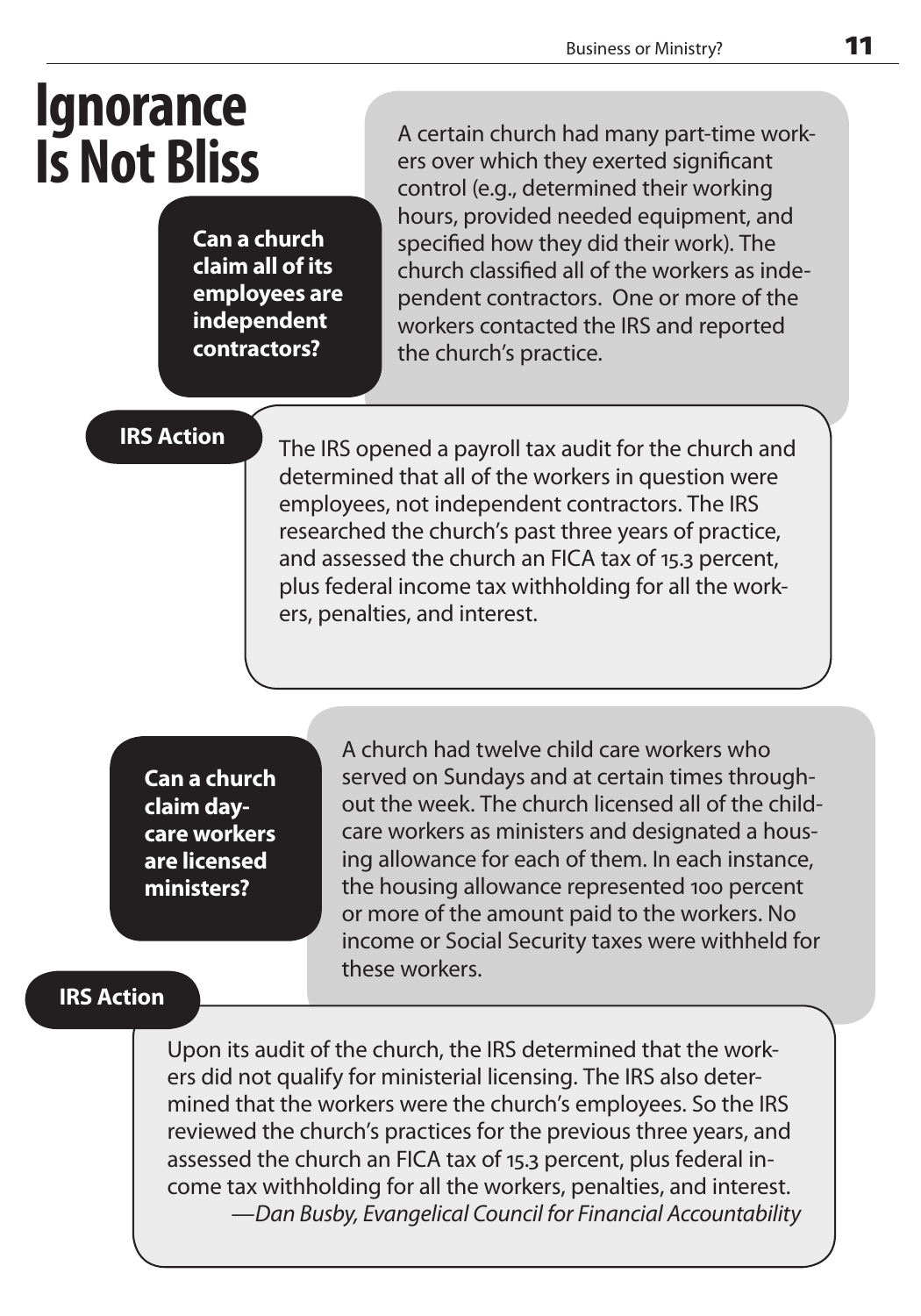# Ignorance Is Not Bliss

**Can a church claim all of its employees are independent contractors?**

A certain church had many part-time workers over which they exerted significant control (e.g., determined their working hours, provided needed equipment, and specified how they did their work). The church classified all of the workers as independent contractors. One or more of the workers contacted the IRS and reported the church's practice.

**IRS Action**

The IRS opened a payroll tax audit for the church and determined that all of the workers in question were employees, not independent contractors. The IRS researched the church's past three years of practice, and assessed the church an FICA tax of 15.3 percent, plus federal income tax withholding for all the workers, penalties, and interest.

**Can a church claim day-care workers are licensed ministers?**

A church had twelve child care workers who served on Sundays and at certain times throughout the week. The church licensed all of the child-care workers as ministers and designated a housing allowance for each of them. In each instance, the housing allowance represented 100 percent or more of the amount paid to the workers. No income or Social Security taxes were withheld for these workers.

**IRS Action**

Upon its audit of the church, the IRS determined that the workers did not qualify for ministerial licensing. The IRS also determined that the workers were the church's employees. So the IRS reviewed the church's practices for the previous three years, and assessed the church an FICA tax of 15.3 percent, plus federal income tax withholding for all the workers, penalties, and interest.

*—Dan Busby, Evangelical Council for Financial Accountability*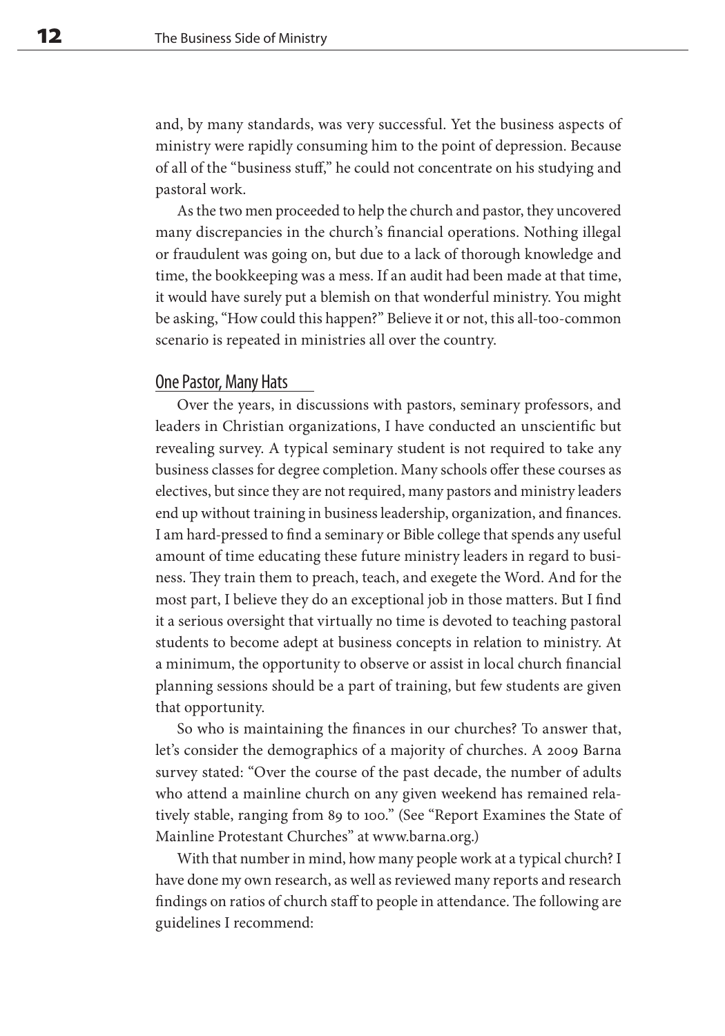and, by many standards, was very successful. Yet the business aspects of ministry were rapidly consuming him to the point of depression. Because of all of the "business stuff," he could not concentrate on his studying and pastoral work.

As the two men proceeded to help the church and pastor, they uncovered many discrepancies in the church's financial operations. Nothing illegal or fraudulent was going on, but due to a lack of thorough knowledge and time, the bookkeeping was a mess. If an audit had been made at that time, it would have surely put a blemish on that wonderful ministry. You might be asking, "How could this happen?" Believe it or not, this all-too-common scenario is repeated in ministries all over the country.

## One Pastor, Many Hats

Over the years, in discussions with pastors, seminary professors, and leaders in Christian organizations, I have conducted an unscientific but revealing survey. A typical seminary student is not required to take any business classes for degree completion. Many schools offer these courses as electives, but since they are not required, many pastors and ministry leaders end up without training in business leadership, organization, and finances. I am hard-pressed to find a seminary or Bible college that spends any useful amount of time educating these future ministry leaders in regard to business. They train them to preach, teach, and exegete the Word. And for the most part, I believe they do an exceptional job in those matters. But I find it a serious oversight that virtually no time is devoted to teaching pastoral students to become adept at business concepts in relation to ministry. At a minimum, the opportunity to observe or assist in local church financial planning sessions should be a part of training, but few students are given that opportunity.

So who is maintaining the finances in our churches? To answer that, let's consider the demographics of a majority of churches. A 2009 Barna survey stated: "Over the course of the past decade, the number of adults who attend a mainline church on any given weekend has remained relatively stable, ranging from 89 to 100." (See "Report Examines the State of Mainline Protestant Churches" at www.barna.org.)

With that number in mind, how many people work at a typical church? I have done my own research, as well as reviewed many reports and research findings on ratios of church staff to people in attendance. The following are guidelines I recommend: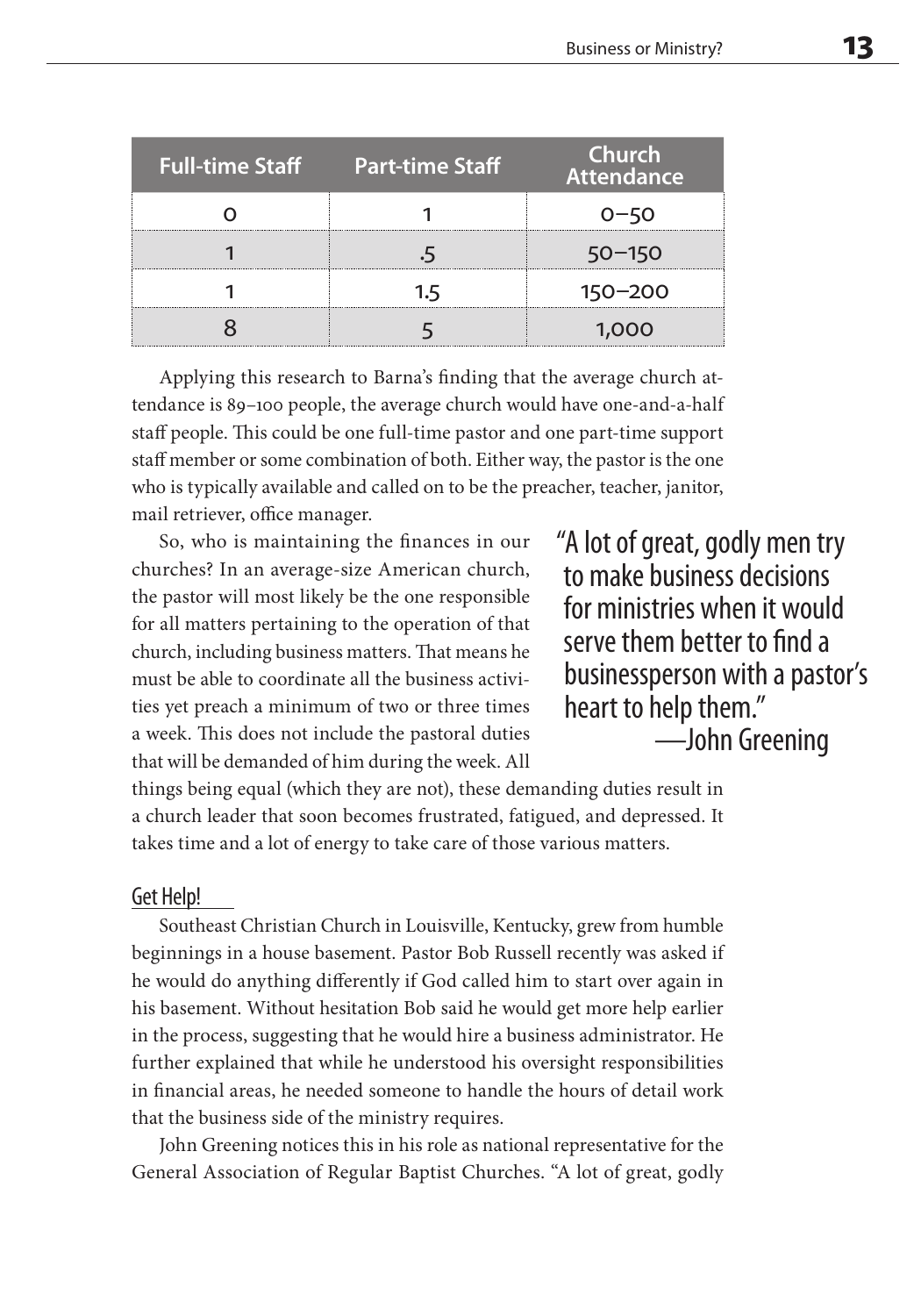| Full-time Staff | Part-time Staff | Church Attendance |
|---|---|---|
| 0 | 1 | 0–50 |
| 1 | .5 | 50–150 |
| 1 | 1.5 | 150–200 |
| 8 | 5 | 1,000 |

Applying this research to Barna's finding that the average church attendance is 89–100 people, the average church would have one-and-a-half staff people. This could be one full-time pastor and one part-time support staff member or some combination of both. Either way, the pastor is the one who is typically available and called on to be the preacher, teacher, janitor, mail retriever, office manager.

So, who is maintaining the finances in our churches? In an average-size American church, the pastor will most likely be the one responsible for all matters pertaining to the operation of that church, including business matters. That means he must be able to coordinate all the business activities yet preach a minimum of two or three times a week. This does not include the pastoral duties that will be demanded of him during the week. All things being equal (which they are not), these demanding duties result in a church leader that soon becomes frustrated, fatigued, and depressed. It takes time and a lot of energy to take care of those various matters.

> "A lot of great, godly men try to make business decisions for ministries when it would serve them better to find a businessperson with a pastor's heart to help them."
> —John Greening

## Get Help!

Southeast Christian Church in Louisville, Kentucky, grew from humble beginnings in a house basement. Pastor Bob Russell recently was asked if he would do anything differently if God called him to start over again in his basement. Without hesitation Bob said he would get more help earlier in the process, suggesting that he would hire a business administrator. He further explained that while he understood his oversight responsibilities in financial areas, he needed someone to handle the hours of detail work that the business side of the ministry requires.

John Greening notices this in his role as national representative for the General Association of Regular Baptist Churches. "A lot of great, godly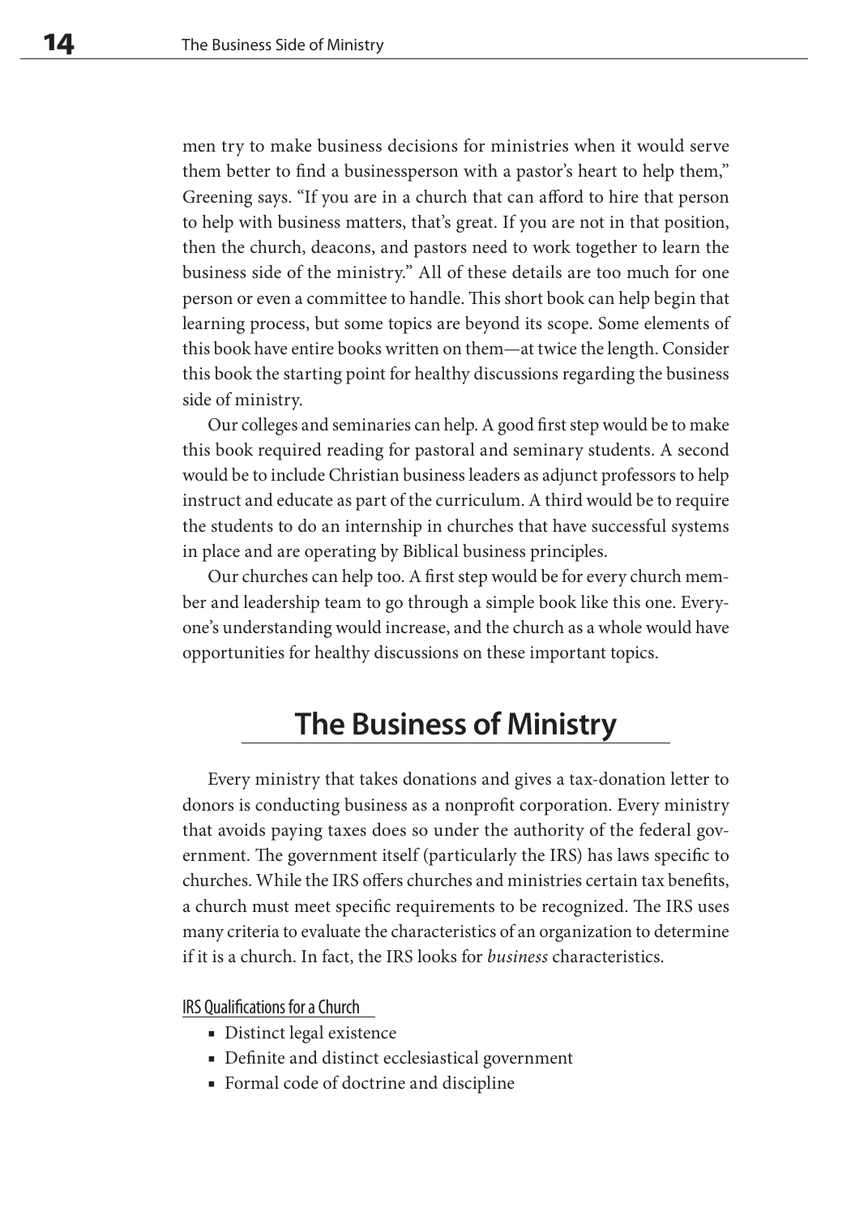men try to make business decisions for ministries when it would serve them better to find a businessperson with a pastor's heart to help them," Greening says. "If you are in a church that can afford to hire that person to help with business matters, that's great. If you are not in that position, then the church, deacons, and pastors need to work together to learn the business side of the ministry." All of these details are too much for one person or even a committee to handle. This short book can help begin that learning process, but some topics are beyond its scope. Some elements of this book have entire books written on them—at twice the length. Consider this book the starting point for healthy discussions regarding the business side of ministry.

Our colleges and seminaries can help. A good first step would be to make this book required reading for pastoral and seminary students. A second would be to include Christian business leaders as adjunct professors to help instruct and educate as part of the curriculum. A third would be to require the students to do an internship in churches that have successful systems in place and are operating by Biblical business principles.

Our churches can help too. A first step would be for every church member and leadership team to go through a simple book like this one. Everyone's understanding would increase, and the church as a whole would have opportunities for healthy discussions on these important topics.

## The Business of Ministry

Every ministry that takes donations and gives a tax-donation letter to donors is conducting business as a nonprofit corporation. Every ministry that avoids paying taxes does so under the authority of the federal government. The government itself (particularly the IRS) has laws specific to churches. While the IRS offers churches and ministries certain tax benefits, a church must meet specific requirements to be recognized. The IRS uses many criteria to evaluate the characteristics of an organization to determine if it is a church. In fact, the IRS looks for *business* characteristics.

#### IRS Qualifications for a Church

- Distinct legal existence
- Definite and distinct ecclesiastical government
- Formal code of doctrine and discipline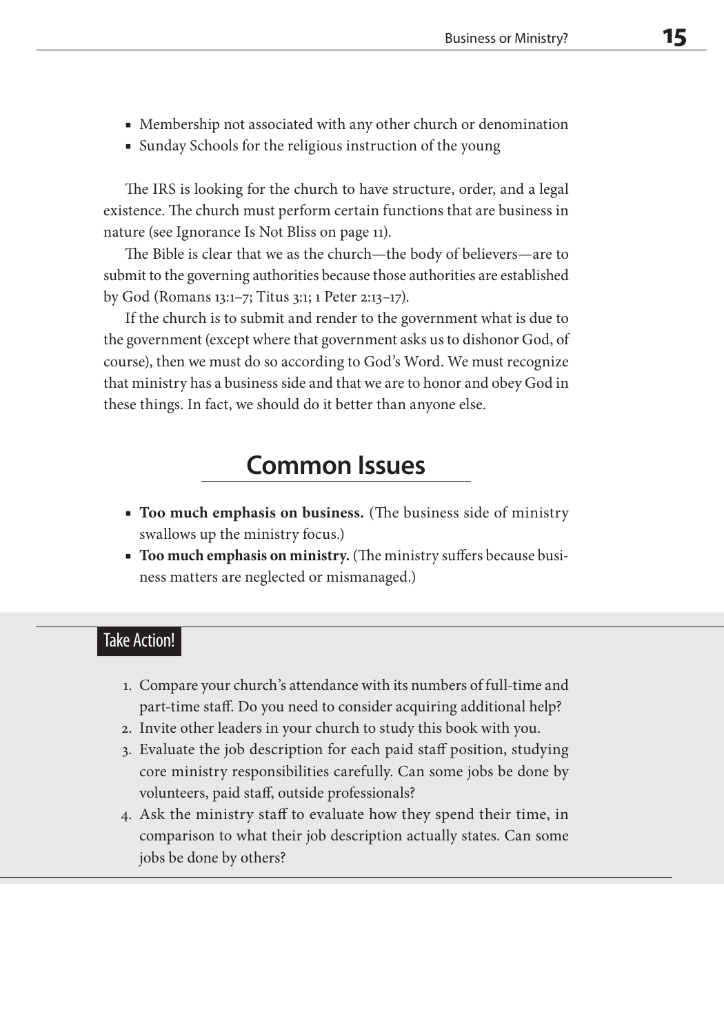- Membership not associated with any other church or denomination
- Sunday Schools for the religious instruction of the young

The IRS is looking for the church to have structure, order, and a legal existence. The church must perform certain functions that are business in nature (see Ignorance Is Not Bliss on page 11).

The Bible is clear that we as the church—the body of believers—are to submit to the governing authorities because those authorities are established by God (Romans 13:1–7; Titus 3:1; 1 Peter 2:13–17).

If the church is to submit and render to the government what is due to the government (except where that government asks us to dishonor God, of course), then we must do so according to God's Word. We must recognize that ministry has a business side and that we are to honor and obey God in these things. In fact, we should do it better than anyone else.

## Common Issues

- **Too much emphasis on business.** (The business side of ministry swallows up the ministry focus.)
- **Too much emphasis on ministry.** (The ministry suffers because business matters are neglected or mismanaged.)

### Take Action!

1. Compare your church's attendance with its numbers of full-time and part-time staff. Do you need to consider acquiring additional help?
2. Invite other leaders in your church to study this book with you.
3. Evaluate the job description for each paid staff position, studying core ministry responsibilities carefully. Can some jobs be done by volunteers, paid staff, outside professionals?
4. Ask the ministry staff to evaluate how they spend their time, in comparison to what their job description actually states. Can some jobs be done by others?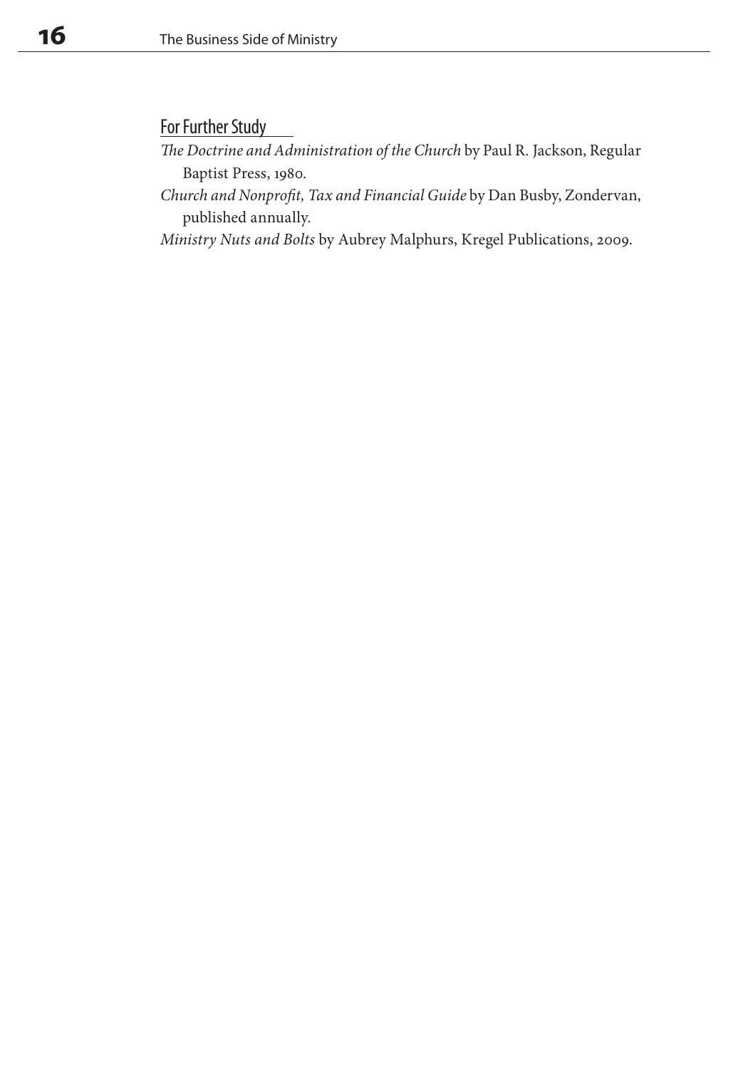## For Further Study

*The Doctrine and Administration of the Church* by Paul R. Jackson, Regular Baptist Press, 1980.

*Church and Nonprofit, Tax and Financial Guide* by Dan Busby, Zondervan, published annually.

*Ministry Nuts and Bolts* by Aubrey Malphurs, Kregel Publications, 2009.